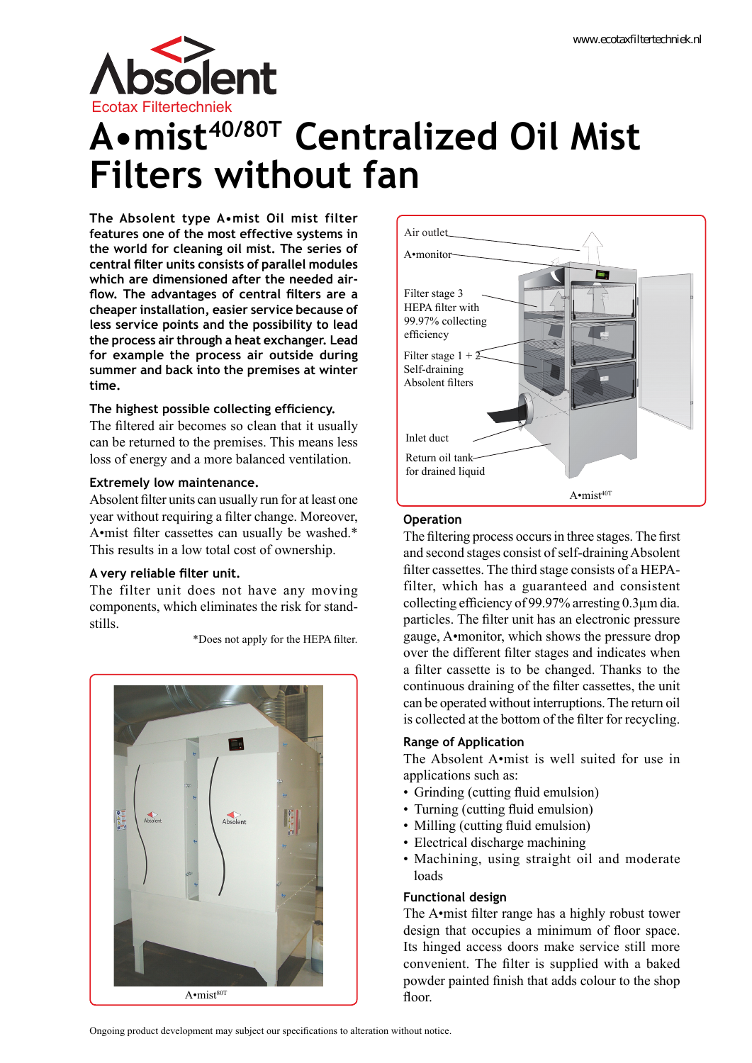Absolent

Ecotax Filtertechniek

www.ecotaxfiltertechniek.nl

# A•mist$^{40/80T}$ Centralized Oil Mist Filters without fan

**The Absolent type A•mist Oil mist filter features one of the most effective systems in the world for cleaning oil mist. The series of central filter units consists of parallel modules which are dimensioned after the needed air-flow. The advantages of central filters are a cheaper installation, easier service because of less service points and the possibility to lead the process air through a heat exchanger. Lead for example the process air outside during summer and back into the premises at winter time.**

### The highest possible collecting efficiency.

The filtered air becomes so clean that it usually can be returned to the premises. This means less loss of energy and a more balanced ventilation.

### Extremely low maintenance.

Absolent filter units can usually run for at least one year without requiring a filter change. Moreover, A•mist filter cassettes can usually be washed.* This results in a low total cost of ownership.

### A very reliable filter unit.

The filter unit does not have any moving components, which eliminates the risk for stand-stills.

*Does not apply for the HEPA filter.

A•mist$^{80T}$

Air outlet
A•monitor
Filter stage 3 HEPA filter with 99.97% collecting efficiency
Filter stage 1 + 2 Self-draining Absolent filters
Inlet duct
Return oil tank for drained liquid

A•mist$^{40T}$

### Operation

The filtering process occurs in three stages. The first and second stages consist of self-draining Absolent filter cassettes. The third stage consists of a HEPA-filter, which has a guaranteed and consistent collecting efficiency of 99.97% arresting 0.3µm dia. particles. The filter unit has an electronic pressure gauge, A•monitor, which shows the pressure drop over the different filter stages and indicates when a filter cassette is to be changed. Thanks to the continuous draining of the filter cassettes, the unit can be operated without interruptions. The return oil is collected at the bottom of the filter for recycling.

### Range of Application

The Absolent A•mist is well suited for use in applications such as:

- Grinding (cutting fluid emulsion)
- Turning (cutting fluid emulsion)
- Milling (cutting fluid emulsion)
- Electrical discharge machining
- Machining, using straight oil and moderate loads

### Functional design

The A•mist filter range has a highly robust tower design that occupies a minimum of floor space. Its hinged access doors make service still more convenient. The filter is supplied with a baked powder painted finish that adds colour to the shop floor.

Ongoing product development may subject our specifications to alteration without notice.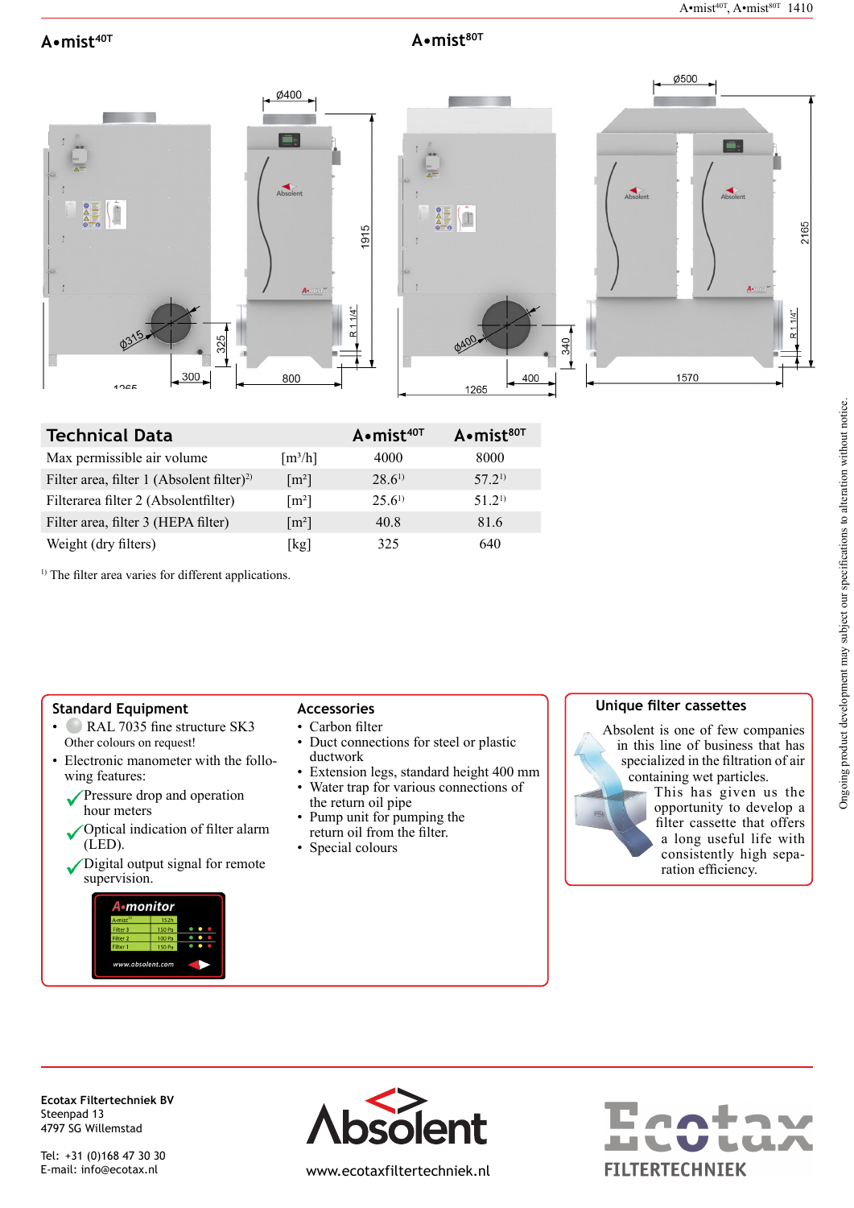## A•mist40T

## A•mist80T

Ø400

1915

R 1 1/4"

Ø315

325

300

800

1265

Ø500

2165

R 1 1/4"

Ø400

340

400

1265

1570

| Technical Data | | A•mist40T | A•mist80T |
|---|---|---|---|
| Max permissible air volume | [m³/h] | 4000 | 8000 |
| Filter area, filter 1 (Absolent filter)[2] | [m²] | 28.6[1] | 57.2[1] |
| Filterarea filter 2 (Absolentfilter) | [m²] | 25.6[1] | 51.2[1] |
| Filter area, filter 3 (HEPA filter) | [m²] | 40.8 | 81.6 |
| Weight (dry filters) | [kg] | 325 | 640 |

[1] The filter area varies for different applications.

### Standard Equipment

- RAL 7035 fine structure SK3
  Other colours on request!
- Electronic manometer with the following features:
  - Pressure drop and operation hour meters
  - Optical indication of filter alarm (LED).
  - Digital output signal for remote supervision.

A•monitor

A•mist 152h
Filter 3 150 Pa
Filter 2 100 Pa
Filter 1 150 Pa

www.absolent.com

### Accessories

- Carbon filter
- Duct connections for steel or plastic ductwork
- Extension legs, standard height 400 mm
- Water trap for various connections of the return oil pipe
- Pump unit for pumping the return oil from the filter.
- Special colours

### Unique filter cassettes

Absolent is one of few companies in this line of business that has specialized in the filtration of air containing wet particles. This has given us the opportunity to develop a filter cassette that offers a long useful life with consistently high separation efficiency.

Ongoing product development may subject our specifications to alteration without notice.

**Ecotax Filtertechniek BV**
Steenpad 13
4797 SG Willemstad

Tel: +31 (0)168 47 30 30
E-mail: info@ecotax.nl

Absolent

www.ecotaxfiltertechniek.nl

Ecotax FILTERTECHNIEK